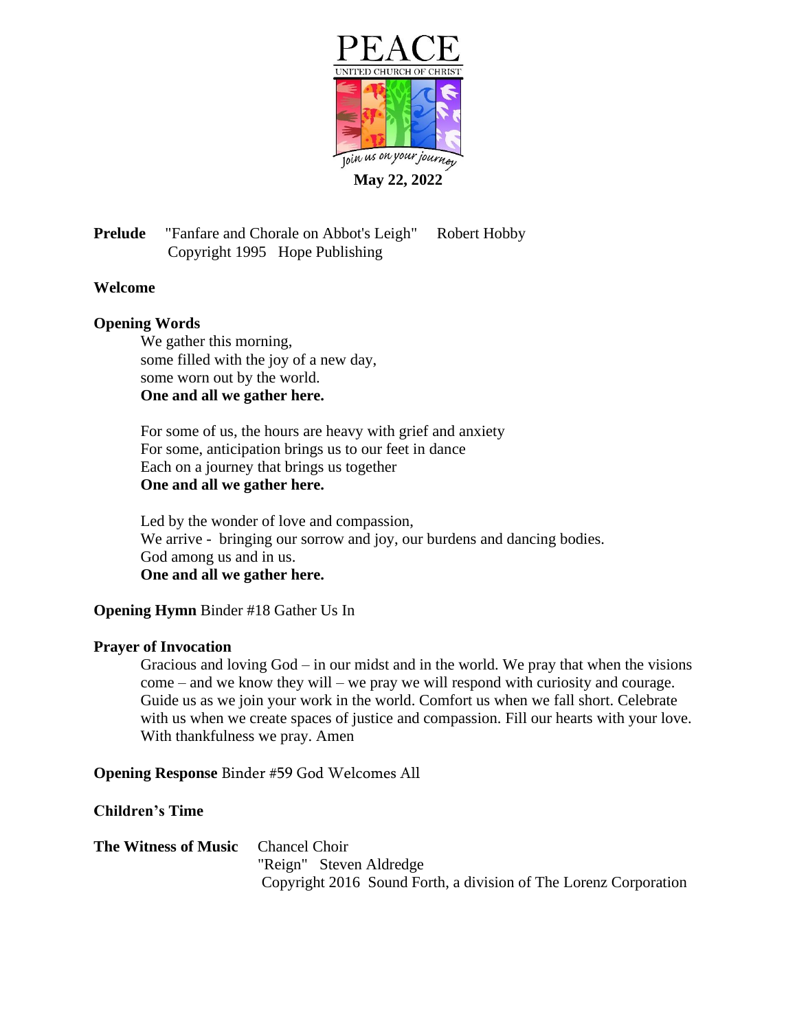PEACE

UNITED CHURCH OF CHRIST

Join us on your journey

**May 22, 2022**

**Prelude** "Fanfare and Chorale on Abbot's Leigh" Robert Hobby
Copyright 1995 Hope Publishing

**Welcome**

**Opening Words**

We gather this morning,
some filled with the joy of a new day,
some worn out by the world.
**One and all we gather here.**

For some of us, the hours are heavy with grief and anxiety
For some, anticipation brings us to our feet in dance
Each on a journey that brings us together
**One and all we gather here.**

Led by the wonder of love and compassion,
We arrive - bringing our sorrow and joy, our burdens and dancing bodies.
God among us and in us.
**One and all we gather here.**

**Opening Hymn** Binder #18 Gather Us In

**Prayer of Invocation**

Gracious and loving God – in our midst and in the world. We pray that when the visions come – and we know they will – we pray we will respond with curiosity and courage. Guide us as we join your work in the world. Comfort us when we fall short. Celebrate with us when we create spaces of justice and compassion. Fill our hearts with your love. With thankfulness we pray. Amen

**Opening Response** Binder #59 God Welcomes All

**Children's Time**

**The Witness of Music** Chancel Choir
"Reign" Steven Aldredge
Copyright 2016 Sound Forth, a division of The Lorenz Corporation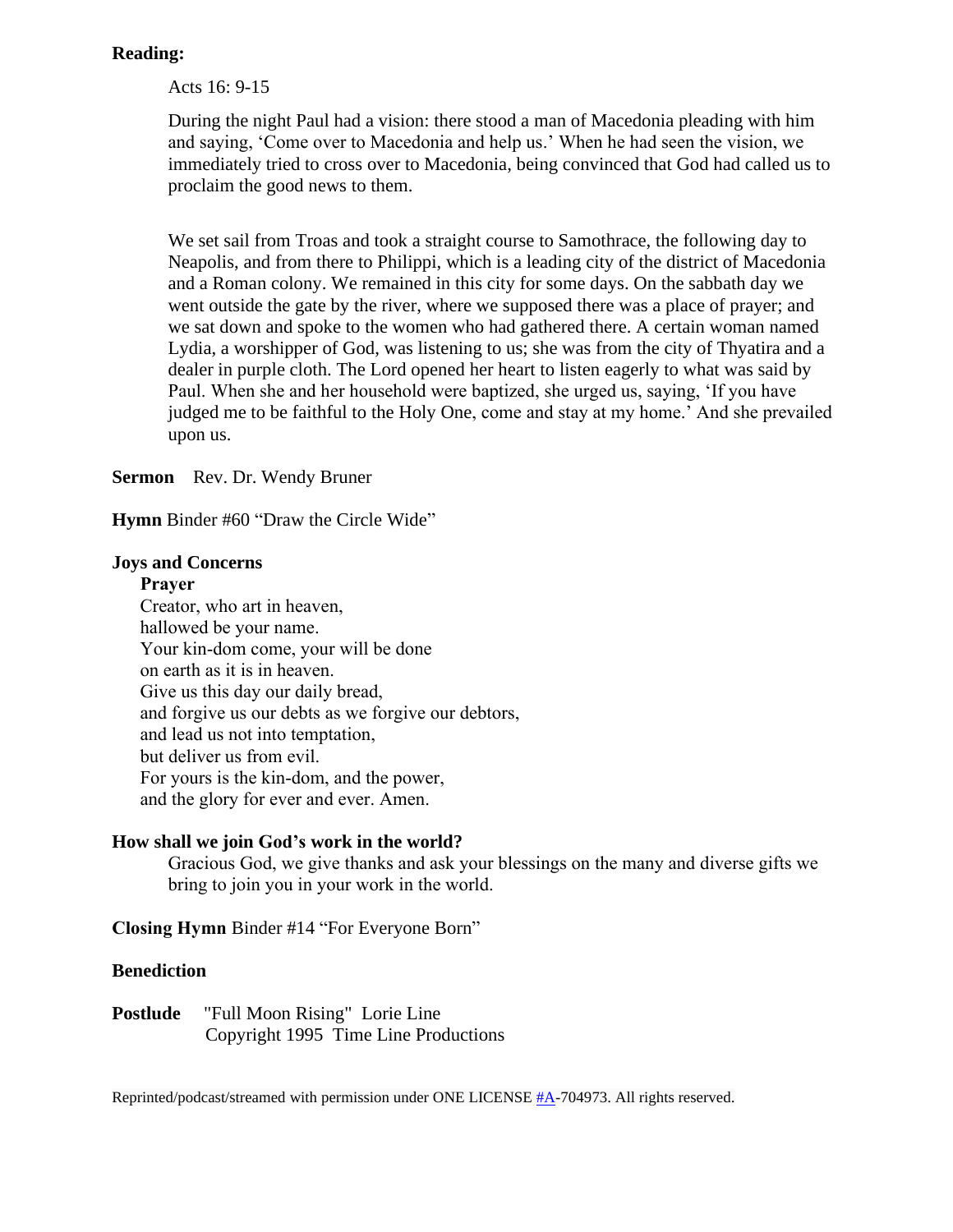**Reading:**

Acts 16: 9-15

During the night Paul had a vision: there stood a man of Macedonia pleading with him and saying, 'Come over to Macedonia and help us.' When he had seen the vision, we immediately tried to cross over to Macedonia, being convinced that God had called us to proclaim the good news to them.

We set sail from Troas and took a straight course to Samothrace, the following day to Neapolis, and from there to Philippi, which is a leading city of the district of Macedonia and a Roman colony. We remained in this city for some days. On the sabbath day we went outside the gate by the river, where we supposed there was a place of prayer; and we sat down and spoke to the women who had gathered there. A certain woman named Lydia, a worshipper of God, was listening to us; she was from the city of Thyatira and a dealer in purple cloth. The Lord opened her heart to listen eagerly to what was said by Paul. When she and her household were baptized, she urged us, saying, 'If you have judged me to be faithful to the Holy One, come and stay at my home.' And she prevailed upon us.

**Sermon** Rev. Dr. Wendy Bruner

**Hymn** Binder #60 "Draw the Circle Wide"

**Joys and Concerns**

**Prayer**

Creator, who art in heaven,
hallowed be your name.
Your kin-dom come, your will be done
on earth as it is in heaven.
Give us this day our daily bread,
and forgive us our debts as we forgive our debtors,
and lead us not into temptation,
but deliver us from evil.
For yours is the kin-dom, and the power,
and the glory for ever and ever. Amen.

**How shall we join God's work in the world?**

Gracious God, we give thanks and ask your blessings on the many and diverse gifts we bring to join you in your work in the world.

**Closing Hymn** Binder #14 "For Everyone Born"

**Benediction**

**Postlude** "Full Moon Rising" Lorie Line
Copyright 1995 Time Line Productions

Reprinted/podcast/streamed with permission under ONE LICENSE #A-704973. All rights reserved.